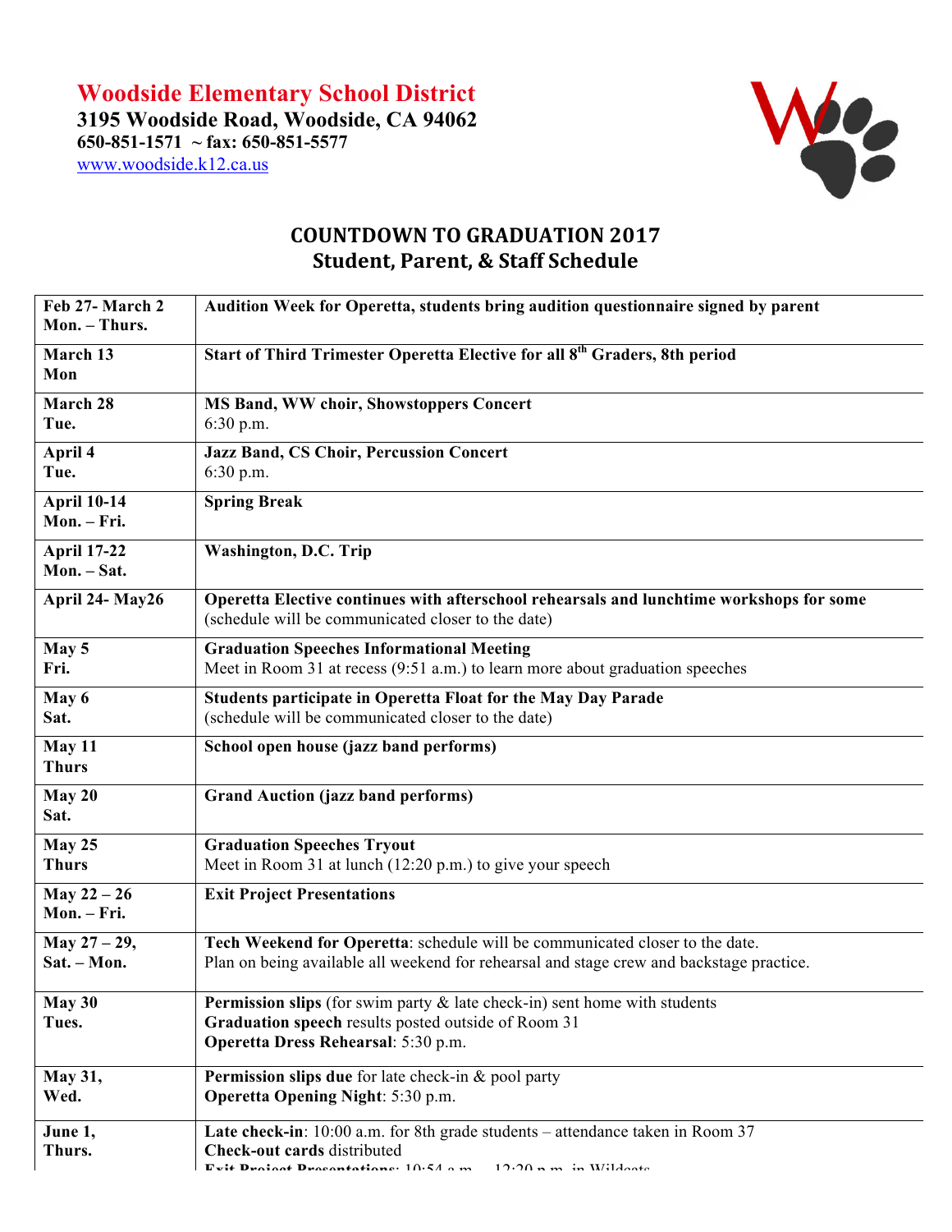# Woodside Elementary School District

**3195 Woodside Road, Woodside, CA 94062**
**650-851-1571 ~ fax: 650-851-5577**
www.woodside.k12.ca.us

## COUNTDOWN TO GRADUATION 2017
## Student, Parent, & Staff Schedule

| | |
|---|---|
| **Feb 27- March 2**<br>**Mon. – Thurs.** | **Audition Week for Operetta, students bring audition questionnaire signed by parent** |
| **March 13**<br>**Mon** | **Start of Third Trimester Operetta Elective for all 8th Graders, 8th period** |
| **March 28**<br>**Tue.** | **MS Band, WW choir, Showstoppers Concert**<br>6:30 p.m. |
| **April 4**<br>**Tue.** | **Jazz Band, CS Choir, Percussion Concert**<br>6:30 p.m. |
| **April 10-14**<br>**Mon. – Fri.** | **Spring Break** |
| **April 17-22**<br>**Mon. – Sat.** | **Washington, D.C. Trip** |
| **April 24- May26** | **Operetta Elective continues with afterschool rehearsals and lunchtime workshops for some**<br>(schedule will be communicated closer to the date) |
| **May 5**<br>**Fri.** | **Graduation Speeches Informational Meeting**<br>Meet in Room 31 at recess (9:51 a.m.) to learn more about graduation speeches |
| **May 6**<br>**Sat.** | **Students participate in Operetta Float for the May Day Parade**<br>(schedule will be communicated closer to the date) |
| **May 11**<br>**Thurs** | **School open house (jazz band performs)** |
| **May 20**<br>**Sat.** | **Grand Auction (jazz band performs)** |
| **May 25**<br>**Thurs** | **Graduation Speeches Tryout**<br>Meet in Room 31 at lunch (12:20 p.m.) to give your speech |
| **May 22 – 26**<br>**Mon. – Fri.** | **Exit Project Presentations** |
| **May 27 – 29,**<br>**Sat. – Mon.** | **Tech Weekend for Operetta**: schedule will be communicated closer to the date.<br>Plan on being available all weekend for rehearsal and stage crew and backstage practice. |
| **May 30**<br>**Tues.** | **Permission slips** (for swim party & late check-in) sent home with students<br>**Graduation speech** results posted outside of Room 31<br>**Operetta Dress Rehearsal**: 5:30 p.m. |
| **May 31,**<br>**Wed.** | **Permission slips due** for late check-in & pool party<br>**Operetta Opening Night**: 5:30 p.m. |
| **June 1,**<br>**Thurs.** | **Late check-in**: 10:00 a.m. for 8th grade students – attendance taken in Room 37<br>**Check-out cards** distributed<br>**Exit Project Presentations**: 10:54 a.m. – 12:20 p.m. in Wildcats |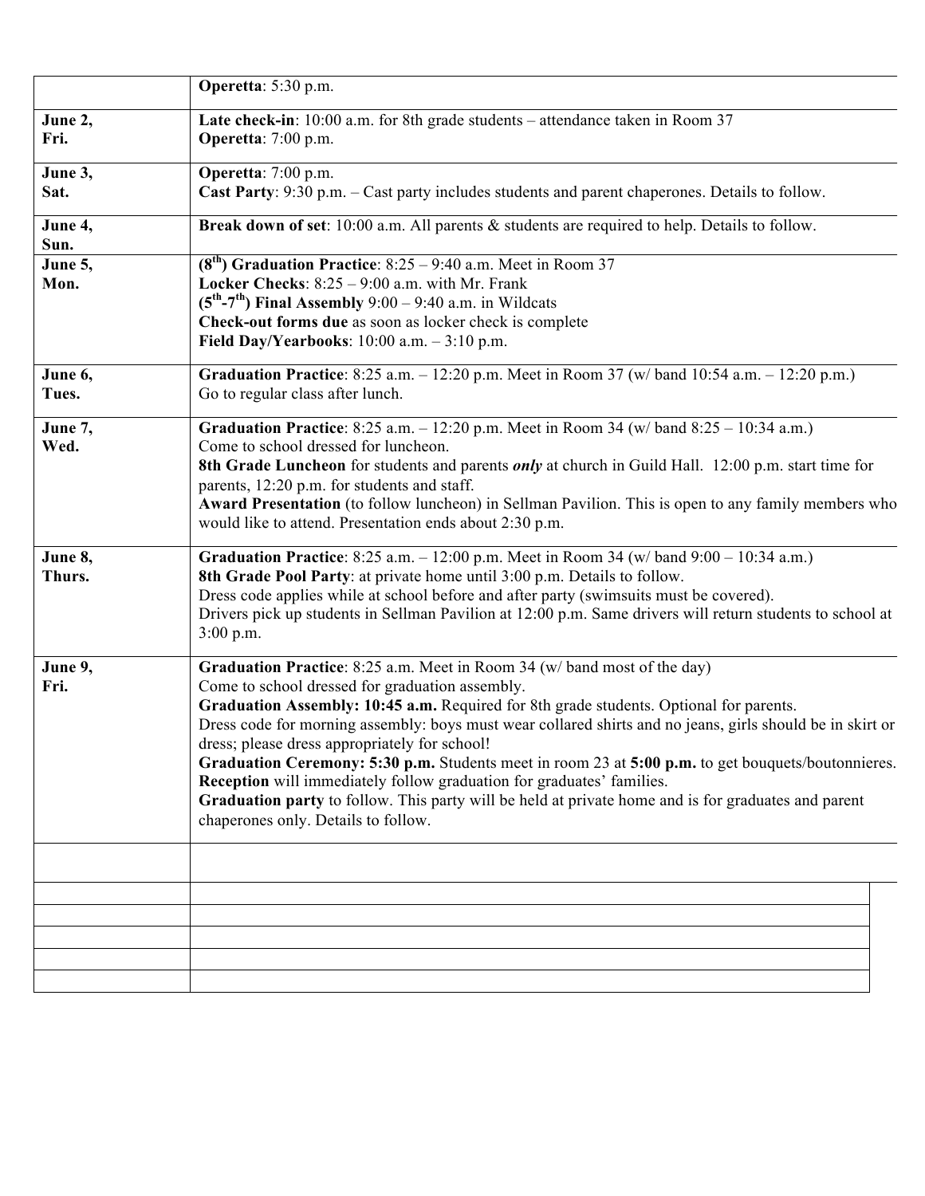| | |
|---|---|
| | **Operetta**: 5:30 p.m. |
| **June 2, Fri.** | **Late check-in**: 10:00 a.m. for 8th grade students – attendance taken in Room 37<br>**Operetta**: 7:00 p.m. |
| **June 3, Sat.** | **Operetta**: 7:00 p.m.<br>**Cast Party**: 9:30 p.m. – Cast party includes students and parent chaperones. Details to follow. |
| **June 4, Sun.** | **Break down of set**: 10:00 a.m. All parents & students are required to help. Details to follow. |
| **June 5, Mon.** | **(8th) Graduation Practice**: 8:25 – 9:40 a.m. Meet in Room 37<br>**Locker Checks**: 8:25 – 9:00 a.m. with Mr. Frank<br>**(5th-7th) Final Assembly** 9:00 – 9:40 a.m. in Wildcats<br>**Check-out forms due** as soon as locker check is complete<br>**Field Day/Yearbooks**: 10:00 a.m. – 3:10 p.m. |
| **June 6, Tues.** | **Graduation Practice**: 8:25 a.m. – 12:20 p.m. Meet in Room 37 (w/ band 10:54 a.m. – 12:20 p.m.)<br>Go to regular class after lunch. |
| **June 7, Wed.** | **Graduation Practice**: 8:25 a.m. – 12:20 p.m. Meet in Room 34 (w/ band 8:25 – 10:34 a.m.)<br>Come to school dressed for luncheon.<br>**8th Grade Luncheon** for students and parents ***only*** at church in Guild Hall. 12:00 p.m. start time for parents, 12:20 p.m. for students and staff.<br>**Award Presentation** (to follow luncheon) in Sellman Pavilion. This is open to any family members who would like to attend. Presentation ends about 2:30 p.m. |
| **June 8, Thurs.** | **Graduation Practice**: 8:25 a.m. – 12:00 p.m. Meet in Room 34 (w/ band 9:00 – 10:34 a.m.)<br>**8th Grade Pool Party**: at private home until 3:00 p.m. Details to follow.<br>Dress code applies while at school before and after party (swimsuits must be covered).<br>Drivers pick up students in Sellman Pavilion at 12:00 p.m. Same drivers will return students to school at 3:00 p.m. |
| **June 9, Fri.** | **Graduation Practice**: 8:25 a.m. Meet in Room 34 (w/ band most of the day)<br>Come to school dressed for graduation assembly.<br>**Graduation Assembly: 10:45 a.m.** Required for 8th grade students. Optional for parents.<br>Dress code for morning assembly: boys must wear collared shirts and no jeans, girls should be in skirt or dress; please dress appropriately for school!<br>**Graduation Ceremony: 5:30 p.m.** Students meet in room 23 at **5:00 p.m.** to get bouquets/boutonnieres.<br>**Reception** will immediately follow graduation for graduates' families.<br>**Graduation party** to follow. This party will be held at private home and is for graduates and parent chaperones only. Details to follow. |
| | |
| | |
| | |
| | |
| | |
| | |